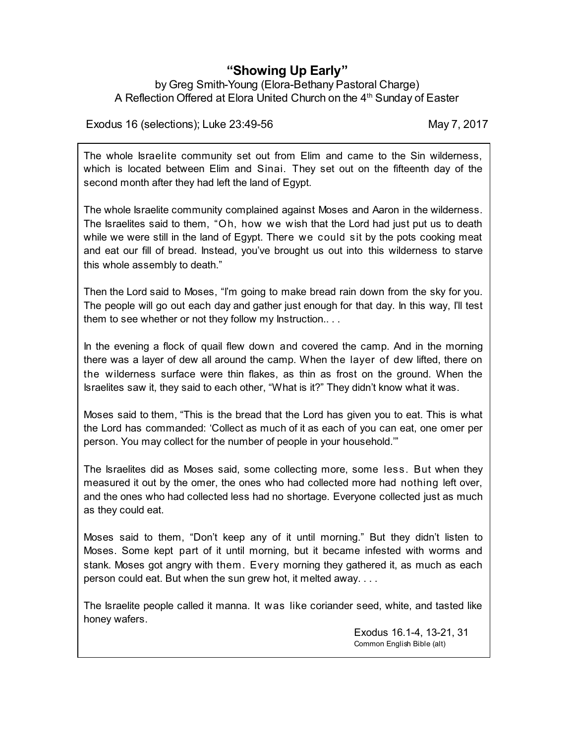# "Showing Up Early"

by Greg Smith-Young (Elora-Bethany Pastoral Charge)
A Reflection Offered at Elora United Church on the 4th Sunday of Easter

Exodus 16 (selections); Luke 23:49-56 May 7, 2017

The whole Israelite community set out from Elim and came to the Sin wilderness, which is located between Elim and Sinai. They set out on the fifteenth day of the second month after they had left the land of Egypt.

The whole Israelite community complained against Moses and Aaron in the wilderness. The Israelites said to them, "Oh, how we wish that the Lord had just put us to death while we were still in the land of Egypt. There we could sit by the pots cooking meat and eat our fill of bread. Instead, you've brought us out into this wilderness to starve this whole assembly to death."

Then the Lord said to Moses, "I'm going to make bread rain down from the sky for you. The people will go out each day and gather just enough for that day. In this way, I'll test them to see whether or not they follow my Instruction.. . .

In the evening a flock of quail flew down and covered the camp. And in the morning there was a layer of dew all around the camp. When the layer of dew lifted, there on the wilderness surface were thin flakes, as thin as frost on the ground. When the Israelites saw it, they said to each other, "What is it?" They didn't know what it was.

Moses said to them, "This is the bread that the Lord has given you to eat. This is what the Lord has commanded: 'Collect as much of it as each of you can eat, one omer per person. You may collect for the number of people in your household.'"

The Israelites did as Moses said, some collecting more, some less. But when they measured it out by the omer, the ones who had collected more had nothing left over, and the ones who had collected less had no shortage. Everyone collected just as much as they could eat.

Moses said to them, "Don't keep any of it until morning." But they didn't listen to Moses. Some kept part of it until morning, but it became infested with worms and stank. Moses got angry with them. Every morning they gathered it, as much as each person could eat. But when the sun grew hot, it melted away. . . .

The Israelite people called it manna. It was like coriander seed, white, and tasted like honey wafers.

Exodus 16.1-4, 13-21, 31
Common English Bible (alt)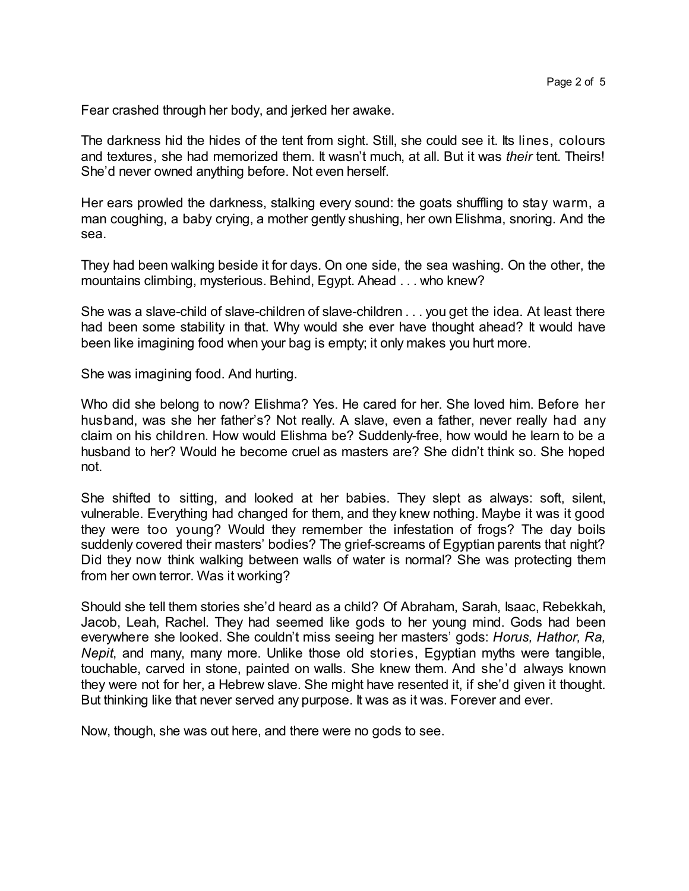Fear crashed through her body, and jerked her awake.

The darkness hid the hides of the tent from sight. Still, she could see it. Its lines, colours and textures, she had memorized them. It wasn't much, at all. But it was *their* tent. Theirs! She'd never owned anything before. Not even herself.

Her ears prowled the darkness, stalking every sound: the goats shuffling to stay warm, a man coughing, a baby crying, a mother gently shushing, her own Elishma, snoring. And the sea.

They had been walking beside it for days. On one side, the sea washing. On the other, the mountains climbing, mysterious. Behind, Egypt. Ahead . . . who knew?

She was a slave-child of slave-children of slave-children . . . you get the idea. At least there had been some stability in that. Why would she ever have thought ahead? It would have been like imagining food when your bag is empty; it only makes you hurt more.

She was imagining food. And hurting.

Who did she belong to now? Elishma? Yes. He cared for her. She loved him. Before her husband, was she her father's? Not really. A slave, even a father, never really had any claim on his children. How would Elishma be? Suddenly-free, how would he learn to be a husband to her? Would he become cruel as masters are? She didn't think so. She hoped not.

She shifted to sitting, and looked at her babies. They slept as always: soft, silent, vulnerable. Everything had changed for them, and they knew nothing. Maybe it was it good they were too young? Would they remember the infestation of frogs? The day boils suddenly covered their masters' bodies? The grief-screams of Egyptian parents that night? Did they now think walking between walls of water is normal? She was protecting them from her own terror. Was it working?

Should she tell them stories she'd heard as a child? Of Abraham, Sarah, Isaac, Rebekkah, Jacob, Leah, Rachel. They had seemed like gods to her young mind. Gods had been everywhere she looked. She couldn't miss seeing her masters' gods: *Horus, Hathor, Ra, Nepit*, and many, many more. Unlike those old stories, Egyptian myths were tangible, touchable, carved in stone, painted on walls. She knew them. And she'd always known they were not for her, a Hebrew slave. She might have resented it, if she'd given it thought. But thinking like that never served any purpose. It was as it was. Forever and ever.

Now, though, she was out here, and there were no gods to see.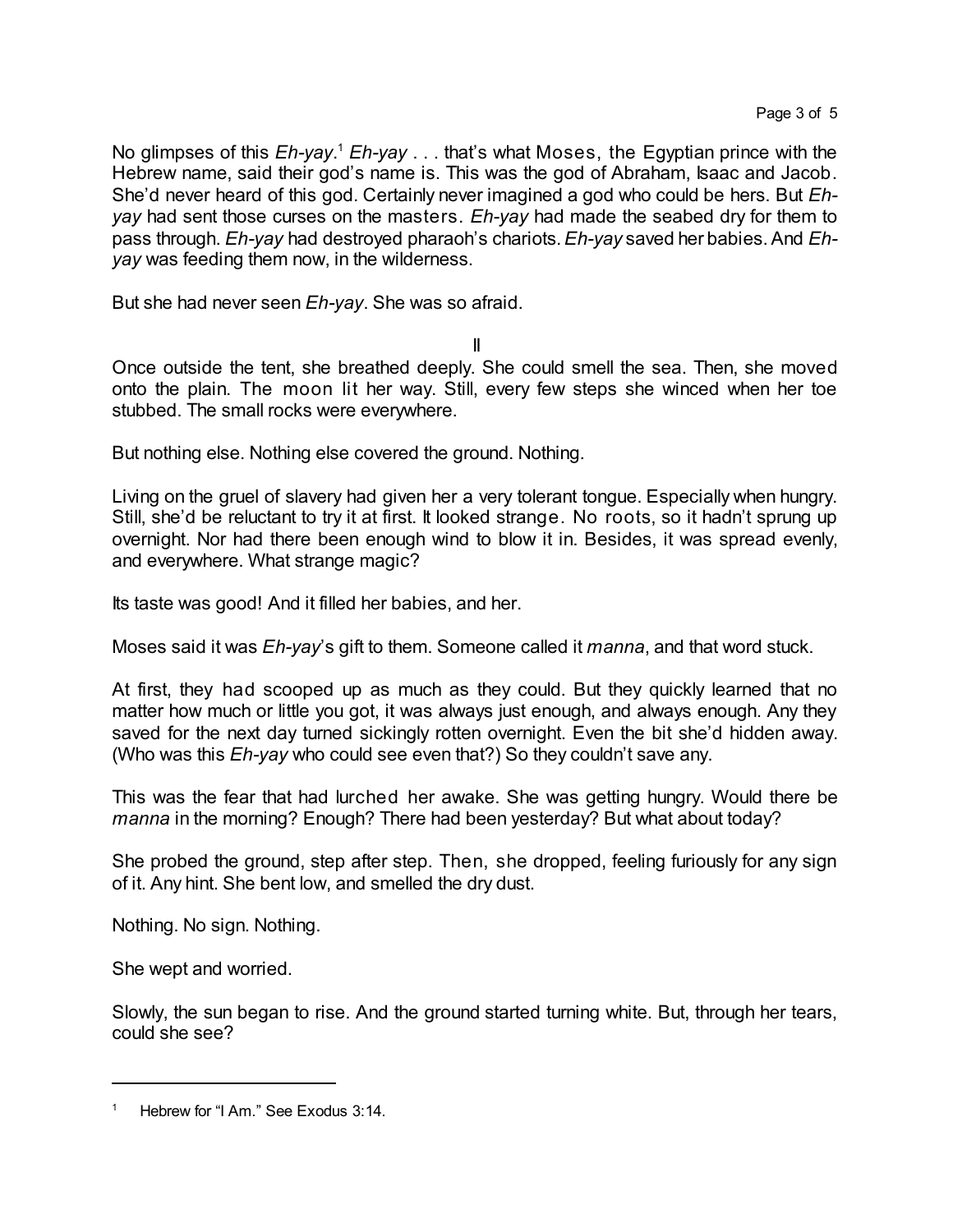No glimpses of this *Eh-yay*.[1] *Eh-yay* . . . that's what Moses, the Egyptian prince with the Hebrew name, said their god's name is. This was the god of Abraham, Isaac and Jacob. She'd never heard of this god. Certainly never imagined a god who could be hers. But *Eh-yay* had sent those curses on the masters. *Eh-yay* had made the seabed dry for them to pass through. *Eh-yay* had destroyed pharaoh's chariots. *Eh-yay* saved her babies. And *Eh-yay* was feeding them now, in the wilderness.

But she had never seen *Eh-yay*. She was so afraid.

II

Once outside the tent, she breathed deeply. She could smell the sea. Then, she moved onto the plain. The moon lit her way. Still, every few steps she winced when her toe stubbed. The small rocks were everywhere.

But nothing else. Nothing else covered the ground. Nothing.

Living on the gruel of slavery had given her a very tolerant tongue. Especially when hungry. Still, she'd be reluctant to try it at first. It looked strange. No roots, so it hadn't sprung up overnight. Nor had there been enough wind to blow it in. Besides, it was spread evenly, and everywhere. What strange magic?

Its taste was good! And it filled her babies, and her.

Moses said it was *Eh-yay*'s gift to them. Someone called it *manna*, and that word stuck.

At first, they had scooped up as much as they could. But they quickly learned that no matter how much or little you got, it was always just enough, and always enough. Any they saved for the next day turned sickingly rotten overnight. Even the bit she'd hidden away. (Who was this *Eh-yay* who could see even that?) So they couldn't save any.

This was the fear that had lurched her awake. She was getting hungry. Would there be *manna* in the morning? Enough? There had been yesterday? But what about today?

She probed the ground, step after step. Then, she dropped, feeling furiously for any sign of it. Any hint. She bent low, and smelled the dry dust.

Nothing. No sign. Nothing.

She wept and worried.

Slowly, the sun began to rise. And the ground started turning white. But, through her tears, could she see?

---

[1] Hebrew for "I Am." See Exodus 3:14.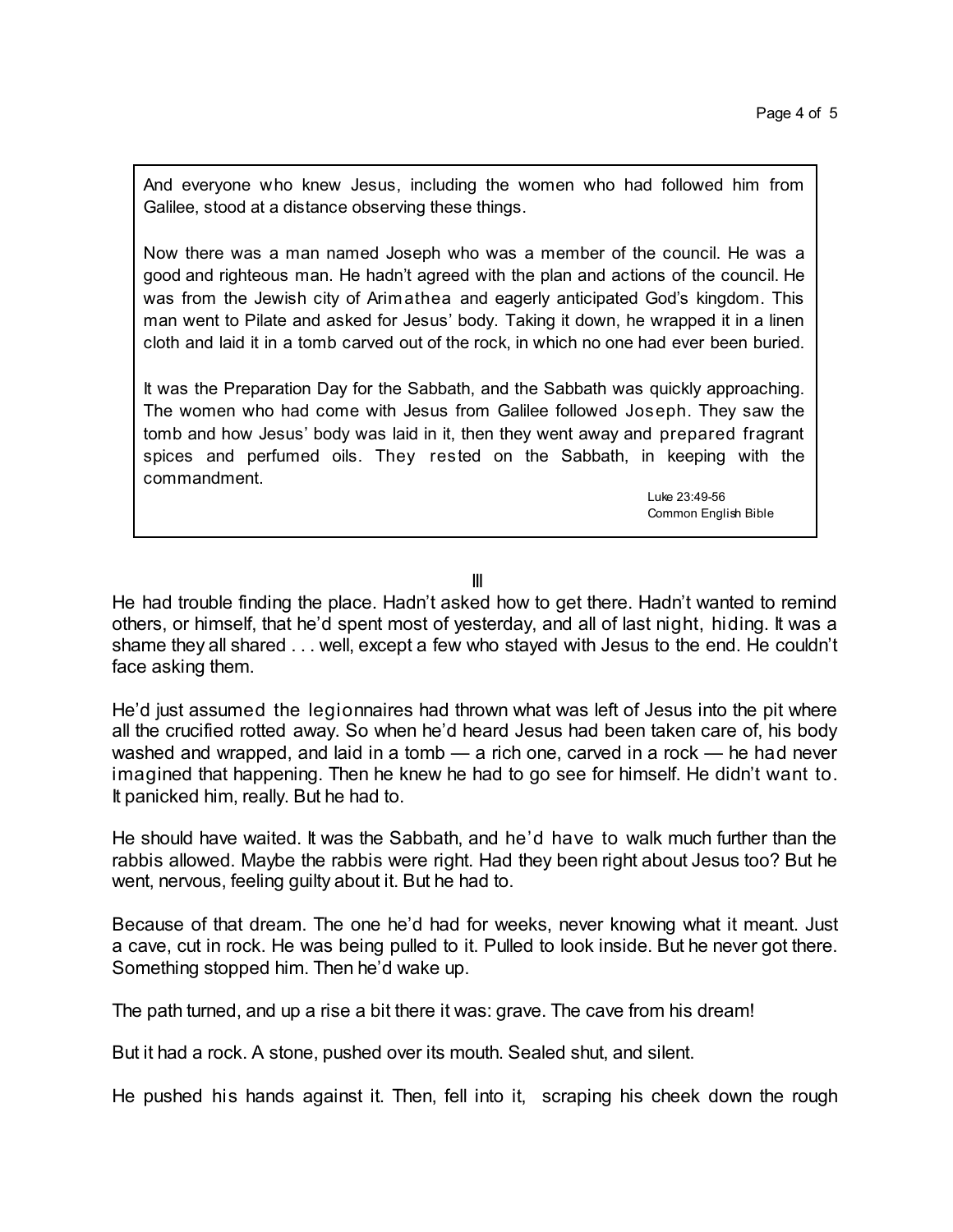> And everyone who knew Jesus, including the women who had followed him from Galilee, stood at a distance observing these things.
>
> Now there was a man named Joseph who was a member of the council. He was a good and righteous man. He hadn't agreed with the plan and actions of the council. He was from the Jewish city of Arimathea and eagerly anticipated God's kingdom. This man went to Pilate and asked for Jesus' body. Taking it down, he wrapped it in a linen cloth and laid it in a tomb carved out of the rock, in which no one had ever been buried.
>
> It was the Preparation Day for the Sabbath, and the Sabbath was quickly approaching. The women who had come with Jesus from Galilee followed Joseph. They saw the tomb and how Jesus' body was laid in it, then they went away and prepared fragrant spices and perfumed oils. They rested on the Sabbath, in keeping with the commandment.
>
> Luke 23:49-56
> Common English Bible

III

He had trouble finding the place. Hadn't asked how to get there. Hadn't wanted to remind others, or himself, that he'd spent most of yesterday, and all of last night, hiding. It was a shame they all shared . . . well, except a few who stayed with Jesus to the end. He couldn't face asking them.

He'd just assumed the legionnaires had thrown what was left of Jesus into the pit where all the crucified rotted away. So when he'd heard Jesus had been taken care of, his body washed and wrapped, and laid in a tomb — a rich one, carved in a rock — he had never imagined that happening. Then he knew he had to go see for himself. He didn't want to. It panicked him, really. But he had to.

He should have waited. It was the Sabbath, and he'd have to walk much further than the rabbis allowed. Maybe the rabbis were right. Had they been right about Jesus too? But he went, nervous, feeling guilty about it. But he had to.

Because of that dream. The one he'd had for weeks, never knowing what it meant. Just a cave, cut in rock. He was being pulled to it. Pulled to look inside. But he never got there. Something stopped him. Then he'd wake up.

The path turned, and up a rise a bit there it was: grave. The cave from his dream!

But it had a rock. A stone, pushed over its mouth. Sealed shut, and silent.

He pushed his hands against it. Then, fell into it, scraping his cheek down the rough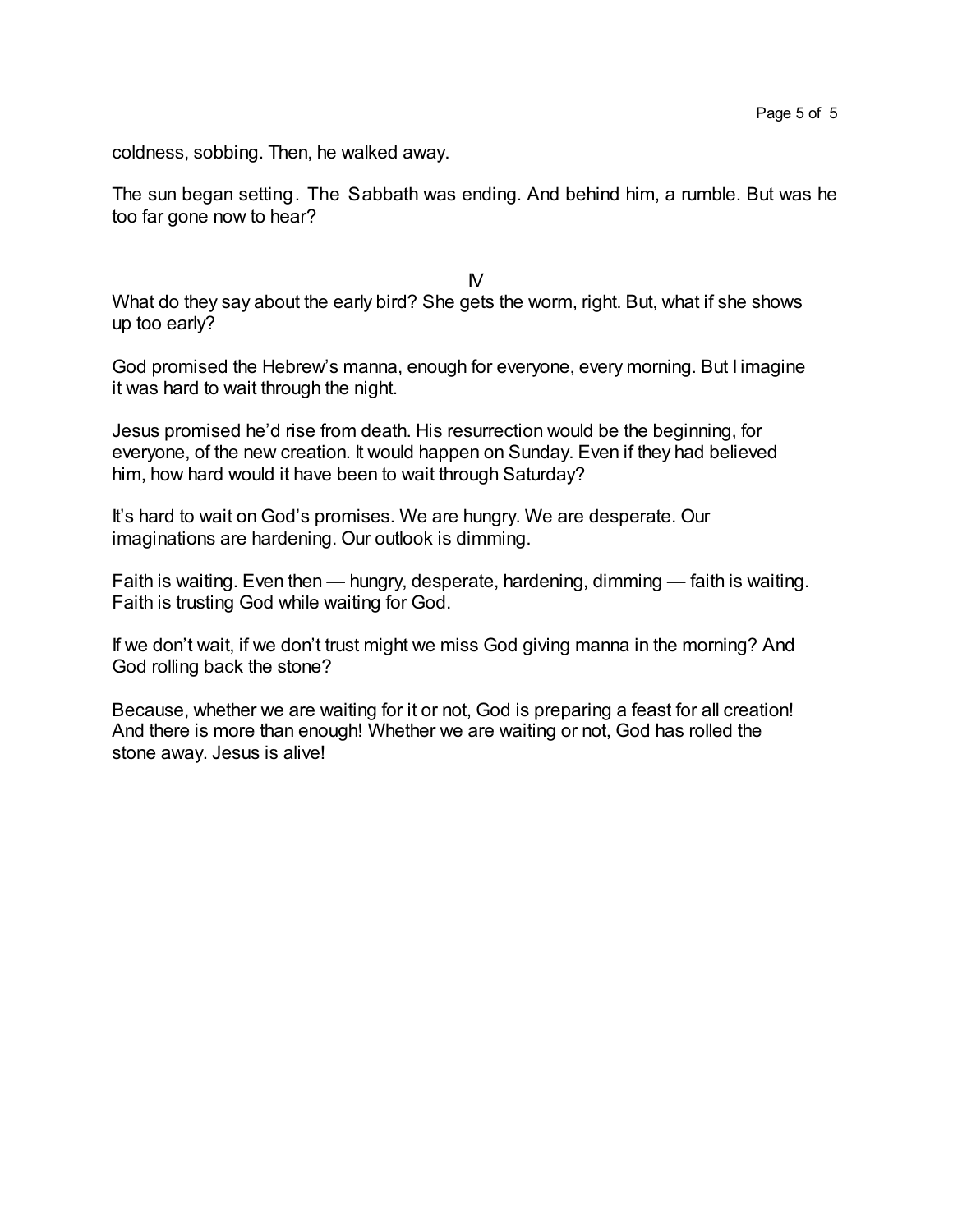coldness, sobbing. Then, he walked away.

The sun began setting. The Sabbath was ending. And behind him, a rumble. But was he too far gone now to hear?

## IV

What do they say about the early bird? She gets the worm, right. But, what if she shows up too early?

God promised the Hebrew's manna, enough for everyone, every morning. But I imagine it was hard to wait through the night.

Jesus promised he'd rise from death. His resurrection would be the beginning, for everyone, of the new creation. It would happen on Sunday. Even if they had believed him, how hard would it have been to wait through Saturday?

It's hard to wait on God's promises. We are hungry. We are desperate. Our imaginations are hardening. Our outlook is dimming.

Faith is waiting. Even then — hungry, desperate, hardening, dimming — faith is waiting. Faith is trusting God while waiting for God.

If we don't wait, if we don't trust might we miss God giving manna in the morning? And God rolling back the stone?

Because, whether we are waiting for it or not, God is preparing a feast for all creation! And there is more than enough! Whether we are waiting or not, God has rolled the stone away. Jesus is alive!